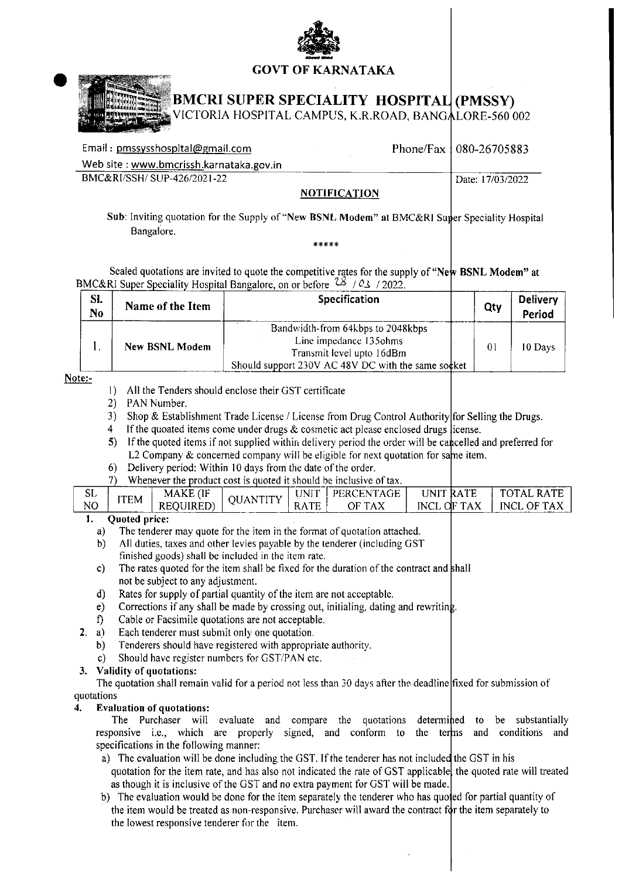# GOVT OF KARNATAKA

## BMCRI SUPER SPECIALITY HOSPITAL (PMSSY)

VICTORIA HOSPITAL CAMPUS, K.R.ROAD, BANGALORE-560 002

Email : pmssysshospital@gmail.com Phone/Fax : 080-26705883

Web site : www.bmcrissh.karnataka.gov.in

BMC&RI/SSH/ SUP-426/2021-22 Date: 17/03/2022

### NOTIFICATION

**Sub**: Inviting quotation for the Supply of "**New BSNL Modem**" at BMC&RI Super Speciality Hospital Bangalore.

\*\*\*\*\*

Sealed quotations are invited to quote the competitive rates for the supply of "**New BSNL Modem**" at BMC&RI Super Speciality Hospital Bangalore, on or before 28 / 03 / 2022.

| Sl. No | Name of the Item | Specification | Qty | Delivery Period |
|---|---|---|---|---|
| 1. | **New BSNL Modem** | Bandwidth-from 64kbps to 2048kbps<br>Line impedance 135ohms<br>Transmit level upto 16dBm<br>Should support 230V AC 48V DC with the same socket | 01 | 10 Days |

**Note:-**

1) All the Tenders should enclose their GST certificate
2) PAN Number.
3) Shop & Establishment Trade License / License from Drug Control Authority for Selling the Drugs.
4) If the quoated items come under drugs & cosmetic act please enclosed drugs license.
5) If the quoted items if not supplied within delivery period the order will be cancelled and preferred for L2 Company & concerned company will be eligible for next quotation for same item.
6) Delivery period: Within 10 days from the date of the order.
7) Whenever the product cost is quoted it should be inclusive of tax.

| SL NO | ITEM | MAKE (IF REQUIRED) | QUANTITY | UNIT RATE | PERCENTAGE OF TAX | UNIT RATE INCL OF TAX | TOTAL RATE INCL OF TAX |
|---|---|---|---|---|---|---|---|

**1. Quoted price:**

a) The tenderer may quote for the item in the format of quotation attached.

b) All duties, taxes and other levies payable by the tenderer (including GST finished goods) shall be included in the item rate.

c) The rates quoted for the item shall be fixed for the duration of the contract and shall not be subject to any adjustment.

d) Rates for supply of partial quantity of the item are not acceptable.

e) Corrections if any shall be made by crossing out, initialing, dating and rewriting.

f) Cable or Facsimile quotations are not acceptable.

**2.** a) Each tenderer must submit only one quotation.

b) Tenderers should have registered with appropriate authority.

c) Should have register numbers for GST/PAN etc.

**3. Validity of quotations:**

The quotation shall remain valid for a period not less than 30 days after the deadline fixed for submission of quotations

**4. Evaluation of quotations:**

The Purchaser will evaluate and compare the quotations determined to be substantially responsive i.e., which are properly signed, and conform to the terms and conditions and specifications in the following manner:

a) The evaluation will be done including the GST. If the tenderer has not included the GST in his quotation for the item rate, and has also not indicated the rate of GST applicable, the quoted rate will treated as though it is inclusive of the GST and no extra payment for GST will be made.

b) The evaluation would be done for the item separately the tenderer who has quoted for partial quantity of the item would be treated as non-responsive. Purchaser will award the contract for the item separately to the lowest responsive tenderer for the item.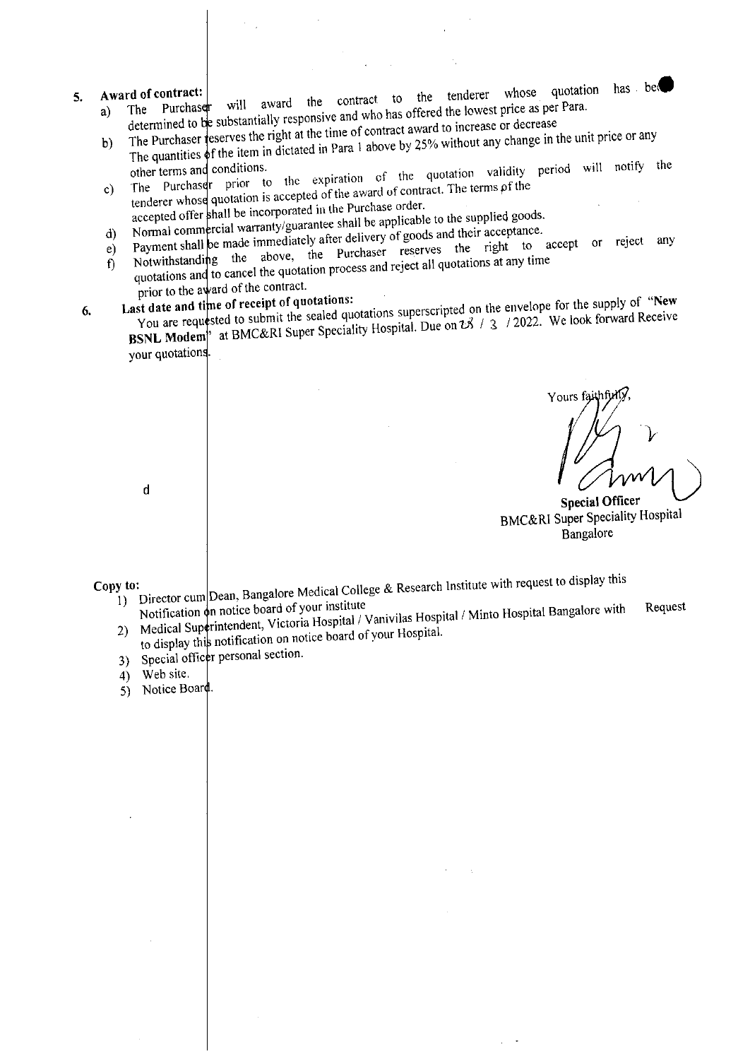5. **Award of contract:**
   a) The Purchaser will award the contract to the tenderer whose quotation has been determined to be substantially responsive and who has offered the lowest price as per Para.
   b) The Purchaser reserves the right at the time of contract award to increase or decrease The quantities of the item in dictated in Para 1 above by 25% without any change in the unit price or any other terms and conditions.
   c) The Purchaser prior to the expiration of the quotation validity period will notify the tenderer whose quotation is accepted of the award of contract. The terms of the accepted offer shall be incorporated in the Purchase order.
   d) Normal commercial warranty/guarantee shall be applicable to the supplied goods.
   e) Payment shall be made immediately after delivery of goods and their acceptance.
   f) Notwithstanding the above, the Purchaser reserves the right to accept or reject any quotations and to cancel the quotation process and reject all quotations at any time prior to the award of the contract.
6. **Last date and time of receipt of quotations:**
   You are requested to submit the sealed quotations superscripted on the envelope for the supply of "**New BSNL Modem**" at BMC&RI Super Speciality Hospital. Due on 23 / 3 / 2022. We look forward Receive your quotations.

Yours faithfully,

**Special Officer**
BMC&RI Super Speciality Hospital
Bangalore

d

**Copy to:**
1) Director cum Dean, Bangalore Medical College & Research Institute with request to display this Notification on notice board of your institute
2) Medical Superintendent, Victoria Hospital / Vanivilas Hospital / Minto Hospital Bangalore with Request to display this notification on notice board of your Hospital.
3) Special officer personal section.
4) Web site.
5) Notice Board.